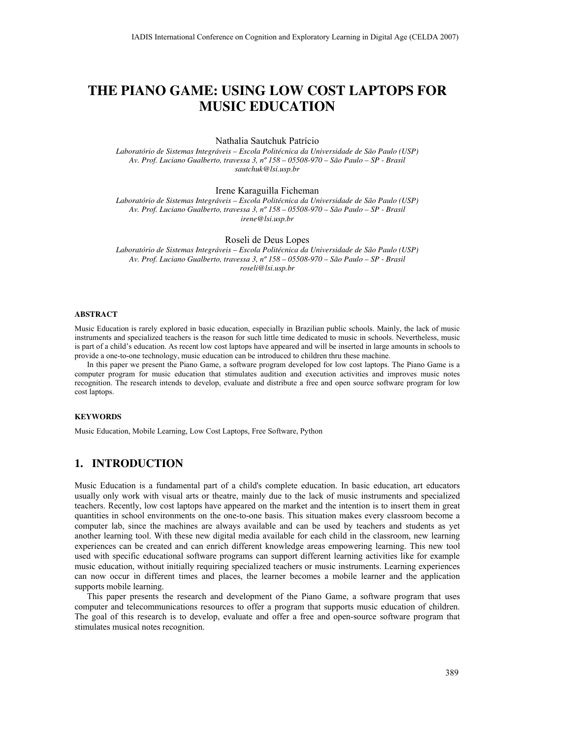# THE PIANO GAME: USING LOW COST LAPTOPS FOR MUSIC EDUCATION

Nathalia Sautchuk Patrício  
*Laboratório de Sistemas Integráveis – Escola Politécnica da Universidade de São Paulo (USP)*  
*Av. Prof. Luciano Gualberto, travessa 3, nº 158 – 05508-970 – São Paulo – SP - Brasil*  
*sautchuk@lsi.usp.br*

Irene Karaguilla Ficheman  
*Laboratório de Sistemas Integráveis – Escola Politécnica da Universidade de São Paulo (USP)*  
*Av. Prof. Luciano Gualberto, travessa 3, nº 158 – 05508-970 – São Paulo – SP - Brasil*  
*irene@lsi.usp.br*

Roseli de Deus Lopes  
*Laboratório de Sistemas Integráveis – Escola Politécnica da Universidade de São Paulo (USP)*  
*Av. Prof. Luciano Gualberto, travessa 3, nº 158 – 05508-970 – São Paulo – SP - Brasil*  
*roseli@lsi.usp.br*

#### ABSTRACT

Music Education is rarely explored in basic education, especially in Brazilian public schools. Mainly, the lack of music instruments and specialized teachers is the reason for such little time dedicated to music in schools. Nevertheless, music is part of a child's education. As recent low cost laptops have appeared and will be inserted in large amounts in schools to provide a one-to-one technology, music education can be introduced to children thru these machine.

In this paper we present the Piano Game, a software program developed for low cost laptops. The Piano Game is a computer program for music education that stimulates audition and execution activities and improves music notes recognition. The research intends to develop, evaluate and distribute a free and open source software program for low cost laptops.

#### KEYWORDS

Music Education, Mobile Learning, Low Cost Laptops, Free Software, Python

## 1. INTRODUCTION

Music Education is a fundamental part of a child's complete education. In basic education, art educators usually only work with visual arts or theatre, mainly due to the lack of music instruments and specialized teachers. Recently, low cost laptops have appeared on the market and the intention is to insert them in great quantities in school environments on the one-to-one basis. This situation makes every classroom become a computer lab, since the machines are always available and can be used by teachers and students as yet another learning tool. With these new digital media available for each child in the classroom, new learning experiences can be created and can enrich different knowledge areas empowering learning. This new tool used with specific educational software programs can support different learning activities like for example music education, without initially requiring specialized teachers or music instruments. Learning experiences can now occur in different times and places, the learner becomes a mobile learner and the application supports mobile learning.

This paper presents the research and development of the Piano Game, a software program that uses computer and telecommunications resources to offer a program that supports music education of children. The goal of this research is to develop, evaluate and offer a free and open-source software program that stimulates musical notes recognition.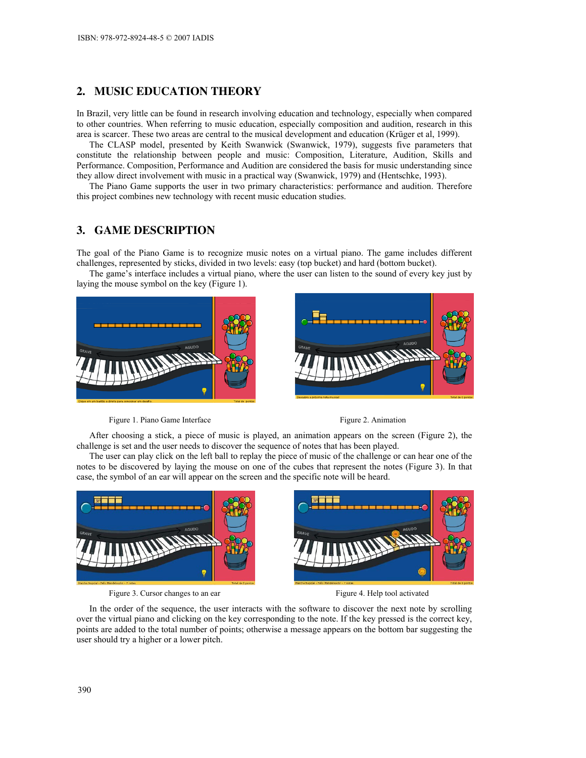## 2. MUSIC EDUCATION THEORY

In Brazil, very little can be found in research involving education and technology, especially when compared to other countries. When referring to music education, especially composition and audition, research in this area is scarcer. These two areas are central to the musical development and education (Krüger et al, 1999).

The CLASP model, presented by Keith Swanwick (Swanwick, 1979), suggests five parameters that constitute the relationship between people and music: Composition, Literature, Audition, Skills and Performance. Composition, Performance and Audition are considered the basis for music understanding since they allow direct involvement with music in a practical way (Swanwick, 1979) and (Hentschke, 1993).

The Piano Game supports the user in two primary characteristics: performance and audition. Therefore this project combines new technology with recent music education studies.

## 3. GAME DESCRIPTION

The goal of the Piano Game is to recognize music notes on a virtual piano. The game includes different challenges, represented by sticks, divided in two levels: easy (top bucket) and hard (bottom bucket).

The game's interface includes a virtual piano, where the user can listen to the sound of every key just by laying the mouse symbol on the key (Figure 1).

Figure 1. Piano Game Interface

Figure 2. Animation

After choosing a stick, a piece of music is played, an animation appears on the screen (Figure 2), the challenge is set and the user needs to discover the sequence of notes that has been played.

The user can play click on the left ball to replay the piece of music of the challenge or can hear one of the notes to be discovered by laying the mouse on one of the cubes that represent the notes (Figure 3). In that case, the symbol of an ear will appear on the screen and the specific note will be heard.

Figure 3. Cursor changes to an ear

Figure 4. Help tool activated

In the order of the sequence, the user interacts with the software to discover the next note by scrolling over the virtual piano and clicking on the key corresponding to the note. If the key pressed is the correct key, points are added to the total number of points; otherwise a message appears on the bottom bar suggesting the user should try a higher or a lower pitch.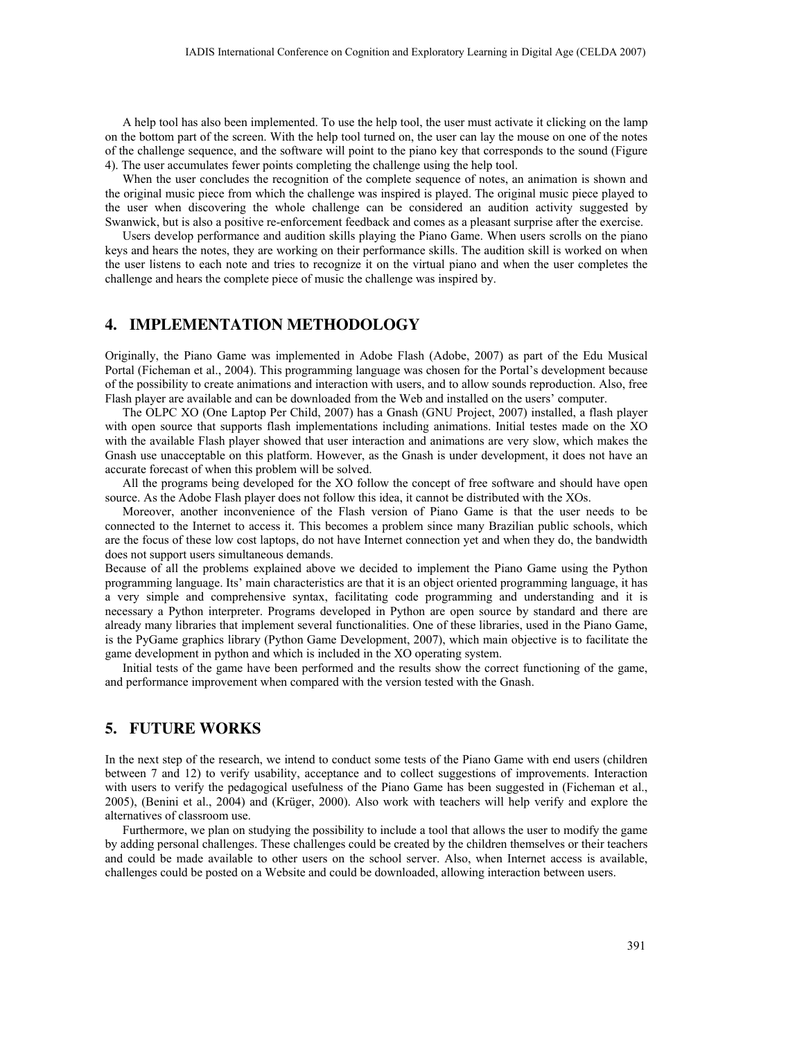A help tool has also been implemented. To use the help tool, the user must activate it clicking on the lamp on the bottom part of the screen. With the help tool turned on, the user can lay the mouse on one of the notes of the challenge sequence, and the software will point to the piano key that corresponds to the sound (Figure 4). The user accumulates fewer points completing the challenge using the help tool.

When the user concludes the recognition of the complete sequence of notes, an animation is shown and the original music piece from which the challenge was inspired is played. The original music piece played to the user when discovering the whole challenge can be considered an audition activity suggested by Swanwick, but is also a positive re-enforcement feedback and comes as a pleasant surprise after the exercise.

Users develop performance and audition skills playing the Piano Game. When users scrolls on the piano keys and hears the notes, they are working on their performance skills. The audition skill is worked on when the user listens to each note and tries to recognize it on the virtual piano and when the user completes the challenge and hears the complete piece of music the challenge was inspired by.

## 4. IMPLEMENTATION METHODOLOGY

Originally, the Piano Game was implemented in Adobe Flash (Adobe, 2007) as part of the Edu Musical Portal (Ficheman et al., 2004). This programming language was chosen for the Portal's development because of the possibility to create animations and interaction with users, and to allow sounds reproduction. Also, free Flash player are available and can be downloaded from the Web and installed on the users' computer.

The OLPC XO (One Laptop Per Child, 2007) has a Gnash (GNU Project, 2007) installed, a flash player with open source that supports flash implementations including animations. Initial testes made on the XO with the available Flash player showed that user interaction and animations are very slow, which makes the Gnash use unacceptable on this platform. However, as the Gnash is under development, it does not have an accurate forecast of when this problem will be solved.

All the programs being developed for the XO follow the concept of free software and should have open source. As the Adobe Flash player does not follow this idea, it cannot be distributed with the XOs.

Moreover, another inconvenience of the Flash version of Piano Game is that the user needs to be connected to the Internet to access it. This becomes a problem since many Brazilian public schools, which are the focus of these low cost laptops, do not have Internet connection yet and when they do, the bandwidth does not support users simultaneous demands.

Because of all the problems explained above we decided to implement the Piano Game using the Python programming language. Its' main characteristics are that it is an object oriented programming language, it has a very simple and comprehensive syntax, facilitating code programming and understanding and it is necessary a Python interpreter. Programs developed in Python are open source by standard and there are already many libraries that implement several functionalities. One of these libraries, used in the Piano Game, is the PyGame graphics library (Python Game Development, 2007), which main objective is to facilitate the game development in python and which is included in the XO operating system.

Initial tests of the game have been performed and the results show the correct functioning of the game, and performance improvement when compared with the version tested with the Gnash.

## 5. FUTURE WORKS

In the next step of the research, we intend to conduct some tests of the Piano Game with end users (children between 7 and 12) to verify usability, acceptance and to collect suggestions of improvements. Interaction with users to verify the pedagogical usefulness of the Piano Game has been suggested in (Ficheman et al., 2005), (Benini et al., 2004) and (Krüger, 2000). Also work with teachers will help verify and explore the alternatives of classroom use.

Furthermore, we plan on studying the possibility to include a tool that allows the user to modify the game by adding personal challenges. These challenges could be created by the children themselves or their teachers and could be made available to other users on the school server. Also, when Internet access is available, challenges could be posted on a Website and could be downloaded, allowing interaction between users.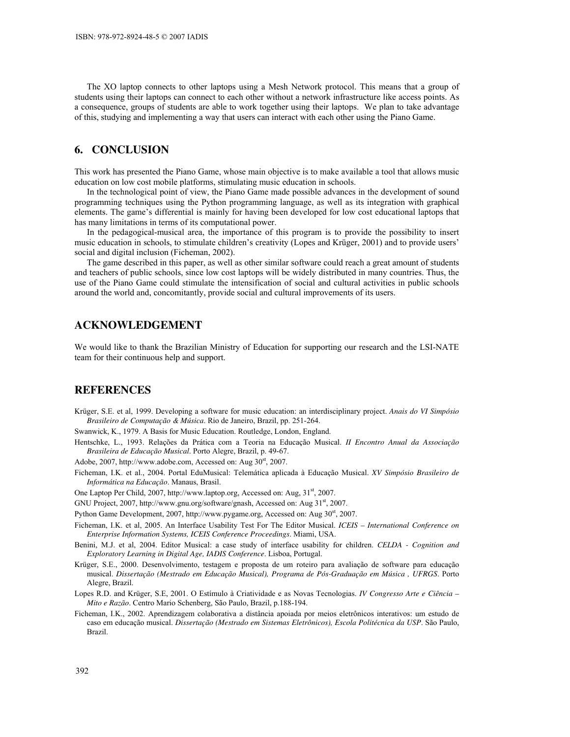The XO laptop connects to other laptops using a Mesh Network protocol. This means that a group of students using their laptops can connect to each other without a network infrastructure like access points. As a consequence, groups of students are able to work together using their laptops. We plan to take advantage of this, studying and implementing a way that users can interact with each other using the Piano Game.

## 6. CONCLUSION

This work has presented the Piano Game, whose main objective is to make available a tool that allows music education on low cost mobile platforms, stimulating music education in schools.

In the technological point of view, the Piano Game made possible advances in the development of sound programming techniques using the Python programming language, as well as its integration with graphical elements. The game's differential is mainly for having been developed for low cost educational laptops that has many limitations in terms of its computational power.

In the pedagogical-musical area, the importance of this program is to provide the possibility to insert music education in schools, to stimulate children's creativity (Lopes and Krüger, 2001) and to provide users' social and digital inclusion (Ficheman, 2002).

The game described in this paper, as well as other similar software could reach a great amount of students and teachers of public schools, since low cost laptops will be widely distributed in many countries. Thus, the use of the Piano Game could stimulate the intensification of social and cultural activities in public schools around the world and, concomitantly, provide social and cultural improvements of its users.

## ACKNOWLEDGEMENT

We would like to thank the Brazilian Ministry of Education for supporting our research and the LSI-NATE team for their continuous help and support.

## REFERENCES

Krüger, S.E. et al, 1999. Developing a software for music education: an interdisciplinary project. *Anais do VI Simpósio Brasileiro de Computação & Música*. Rio de Janeiro, Brazil, pp. 251-264.

Swanwick, K., 1979. A Basis for Music Education. Routledge, London, England.

Hentschke, L., 1993. Relações da Prática com a Teoria na Educação Musical. *II Encontro Anual da Associação Brasileira de Educação Musical*. Porto Alegre, Brazil, p. 49-67.

Adobe, 2007, http://www.adobe.com, Accessed on: Aug 30st, 2007.

Ficheman, I.K. et al., 2004. Portal EduMusical: Telemática aplicada à Educação Musical. *XV Simpósio Brasileiro de Informática na Educação*. Manaus, Brasil.

One Laptop Per Child, 2007, http://www.laptop.org, Accessed on: Aug, 31st, 2007.

GNU Project, 2007, http://www.gnu.org/software/gnash, Accessed on: Aug 31st, 2007.

Python Game Development, 2007, http://www.pygame.org, Accessed on: Aug 30st, 2007.

Ficheman, I.K. et al, 2005. An Interface Usability Test For The Editor Musical. *ICEIS – International Conference on Enterprise Information Systems, ICEIS Conference Proceedings*. Miami, USA.

Benini, M.J. et al, 2004. Editor Musical: a case study of interface usability for children. *CELDA - Cognition and Exploratory Learning in Digital Age, IADIS Conference*. Lisboa, Portugal.

Krüger, S.E., 2000. Desenvolvimento, testagem e proposta de um roteiro para avaliação de software para educação musical. *Dissertação (Mestrado em Educação Musical), Programa de Pós-Graduação em Música , UFRGS*. Porto Alegre, Brazil.

Lopes R.D. and Krüger, S.E, 2001. O Estímulo à Criatividade e as Novas Tecnologias. *IV Congresso Arte e Ciência – Mito e Razão*. Centro Mario Schenberg, São Paulo, Brazil, p.188-194.

Ficheman, I.K., 2002. Aprendizagem colaborativa a distância apoiada por meios eletrônicos interativos: um estudo de caso em educação musical. *Dissertação (Mestrado em Sistemas Eletrônicos), Escola Politécnica da USP*. São Paulo, Brazil.